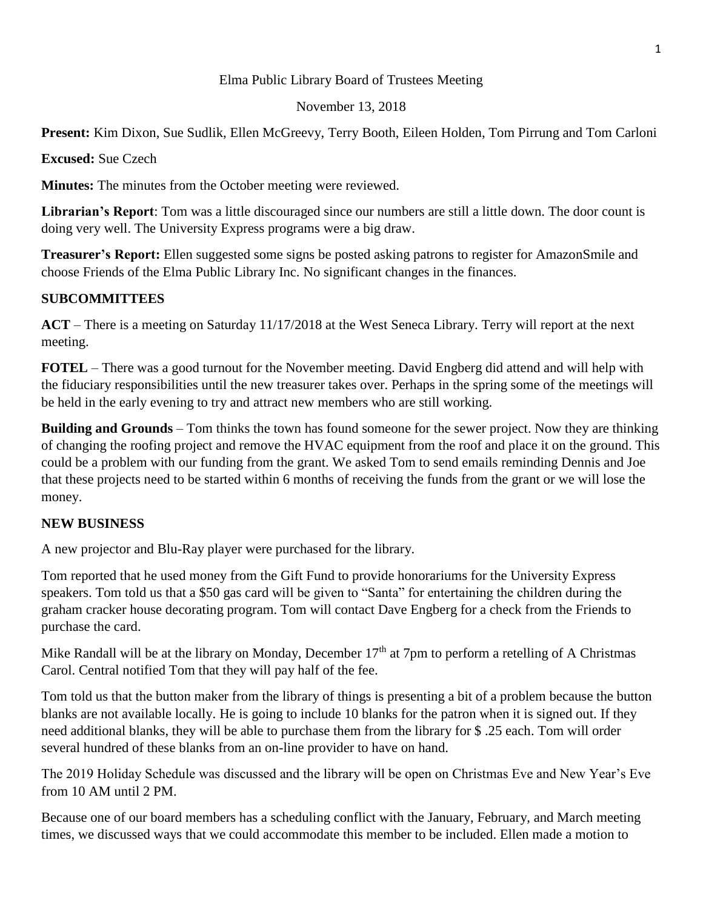Elma Public Library Board of Trustees Meeting

November 13, 2018

**Present:** Kim Dixon, Sue Sudlik, Ellen McGreevy, Terry Booth, Eileen Holden, Tom Pirrung and Tom Carloni

**Excused:** Sue Czech

**Minutes:** The minutes from the October meeting were reviewed.

**Librarian's Report**: Tom was a little discouraged since our numbers are still a little down. The door count is doing very well. The University Express programs were a big draw.

**Treasurer's Report:** Ellen suggested some signs be posted asking patrons to register for AmazonSmile and choose Friends of the Elma Public Library Inc. No significant changes in the finances.

## SUBCOMMITTEES

**ACT** – There is a meeting on Saturday 11/17/2018 at the West Seneca Library. Terry will report at the next meeting.

**FOTEL** – There was a good turnout for the November meeting. David Engberg did attend and will help with the fiduciary responsibilities until the new treasurer takes over. Perhaps in the spring some of the meetings will be held in the early evening to try and attract new members who are still working.

**Building and Grounds** – Tom thinks the town has found someone for the sewer project. Now they are thinking of changing the roofing project and remove the HVAC equipment from the roof and place it on the ground. This could be a problem with our funding from the grant. We asked Tom to send emails reminding Dennis and Joe that these projects need to be started within 6 months of receiving the funds from the grant or we will lose the money.

## NEW BUSINESS

A new projector and Blu-Ray player were purchased for the library.

Tom reported that he used money from the Gift Fund to provide honorariums for the University Express speakers. Tom told us that a $50 gas card will be given to "Santa" for entertaining the children during the graham cracker house decorating program. Tom will contact Dave Engberg for a check from the Friends to purchase the card.

Mike Randall will be at the library on Monday, December 17th at 7pm to perform a retelling of A Christmas Carol. Central notified Tom that they will pay half of the fee.

Tom told us that the button maker from the library of things is presenting a bit of a problem because the button blanks are not available locally. He is going to include 10 blanks for the patron when it is signed out. If they need additional blanks, they will be able to purchase them from the library for $ .25 each. Tom will order several hundred of these blanks from an on-line provider to have on hand.

The 2019 Holiday Schedule was discussed and the library will be open on Christmas Eve and New Year's Eve from 10 AM until 2 PM.

Because one of our board members has a scheduling conflict with the January, February, and March meeting times, we discussed ways that we could accommodate this member to be included. Ellen made a motion to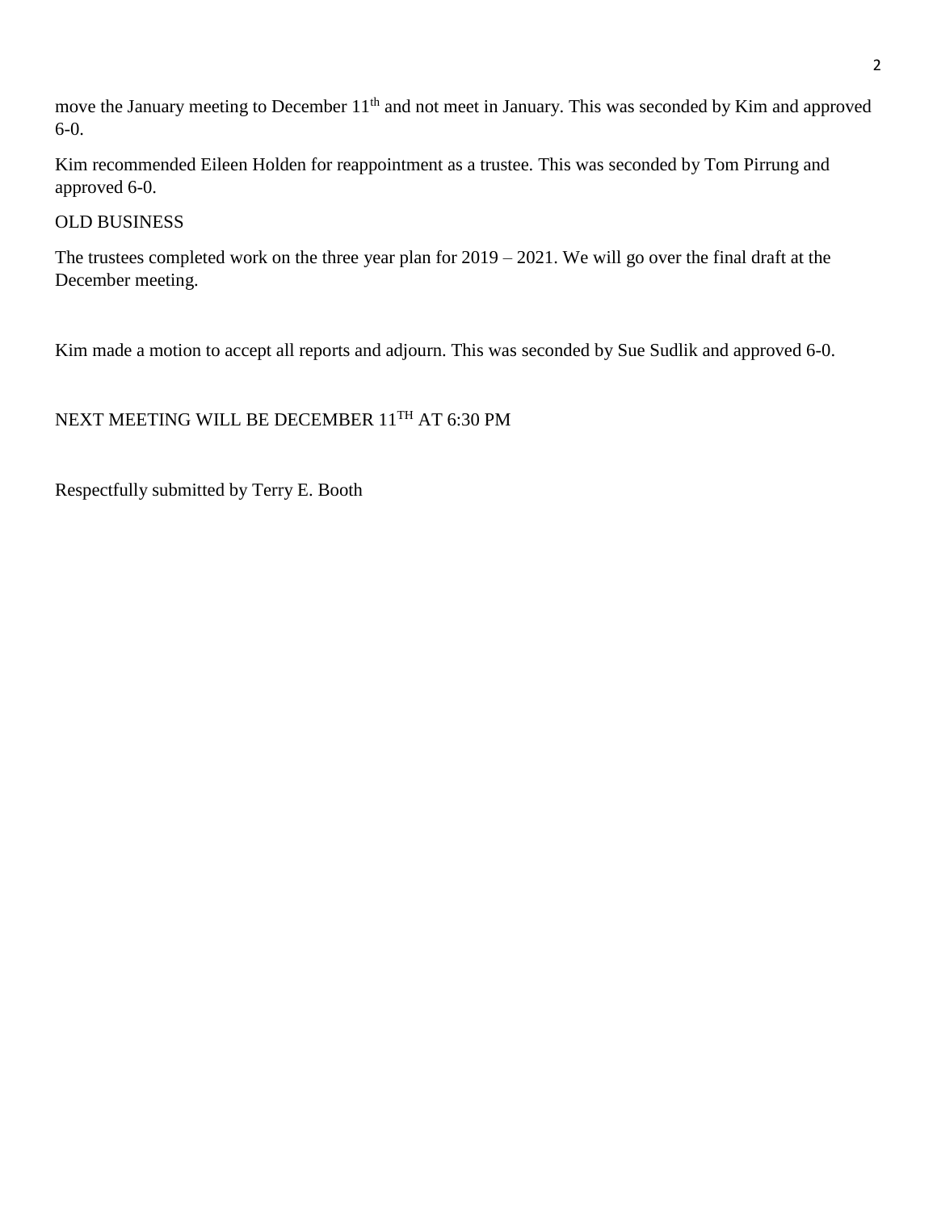move the January meeting to December 11th and not meet in January. This was seconded by Kim and approved 6-0.

Kim recommended Eileen Holden for reappointment as a trustee. This was seconded by Tom Pirrung and approved 6-0.

OLD BUSINESS

The trustees completed work on the three year plan for 2019 – 2021. We will go over the final draft at the December meeting.

Kim made a motion to accept all reports and adjourn. This was seconded by Sue Sudlik and approved 6-0.

NEXT MEETING WILL BE DECEMBER 11TH AT 6:30 PM

Respectfully submitted by Terry E. Booth